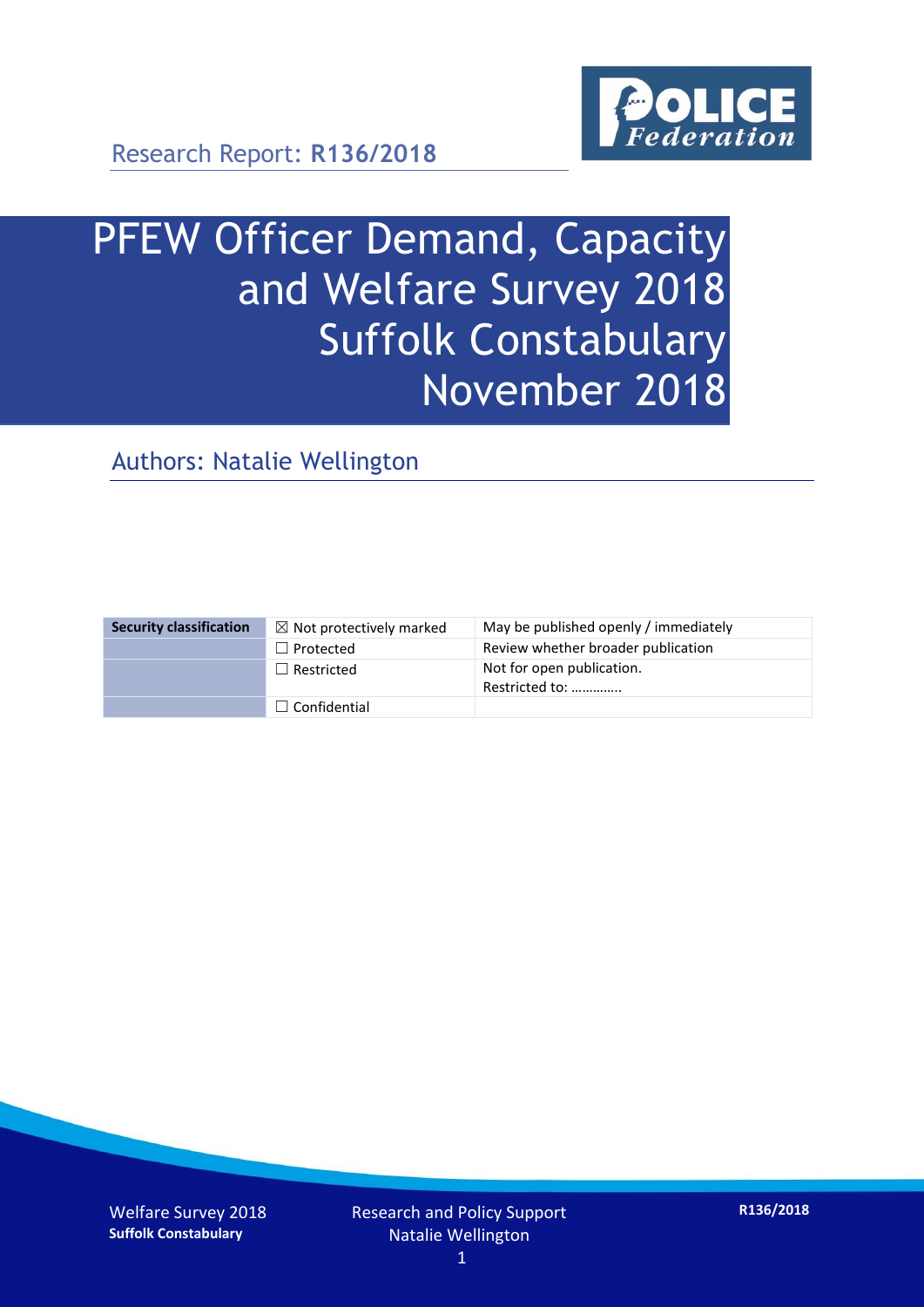Research Report: **R136/2018**

# PFEW Officer Demand, Capacity and Welfare Survey 2018 Suffolk Constabulary November 2018

## Authors: Natalie Wellington

| Security classification | ☒ Not protectively marked | May be published openly / immediately |
| --- | --- | --- |
| | ☐ Protected | Review whether broader publication |
| | ☐ Restricted | Not for open publication.<br>Restricted to: ………….. |
| | ☐ Confidential | |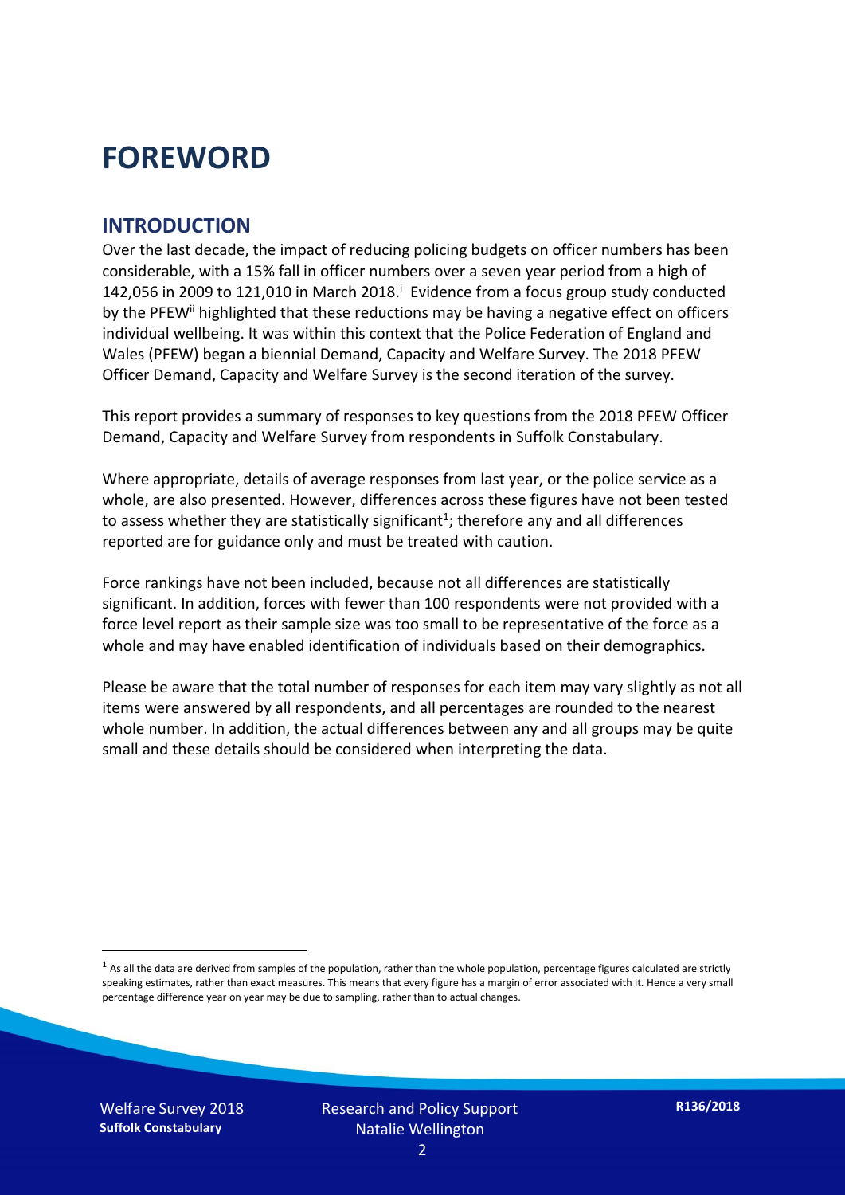# FOREWORD

## INTRODUCTION

Over the last decade, the impact of reducing policing budgets on officer numbers has been considerable, with a 15% fall in officer numbers over a seven year period from a high of 142,056 in 2009 to 121,010 in March 2018.[i] Evidence from a focus group study conducted by the PFEW[ii] highlighted that these reductions may be having a negative effect on officers individual wellbeing. It was within this context that the Police Federation of England and Wales (PFEW) began a biennial Demand, Capacity and Welfare Survey. The 2018 PFEW Officer Demand, Capacity and Welfare Survey is the second iteration of the survey.

This report provides a summary of responses to key questions from the 2018 PFEW Officer Demand, Capacity and Welfare Survey from respondents in Suffolk Constabulary.

Where appropriate, details of average responses from last year, or the police service as a whole, are also presented. However, differences across these figures have not been tested to assess whether they are statistically significant[1]; therefore any and all differences reported are for guidance only and must be treated with caution.

Force rankings have not been included, because not all differences are statistically significant. In addition, forces with fewer than 100 respondents were not provided with a force level report as their sample size was too small to be representative of the force as a whole and may have enabled identification of individuals based on their demographics.

Please be aware that the total number of responses for each item may vary slightly as not all items were answered by all respondents, and all percentages are rounded to the nearest whole number. In addition, the actual differences between any and all groups may be quite small and these details should be considered when interpreting the data.

[1] As all the data are derived from samples of the population, rather than the whole population, percentage figures calculated are strictly speaking estimates, rather than exact measures. This means that every figure has a margin of error associated with it. Hence a very small percentage difference year on year may be due to sampling, rather than to actual changes.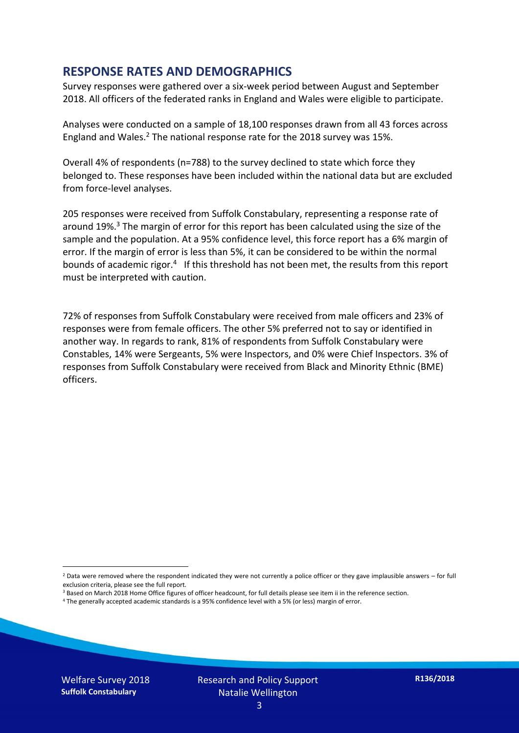## RESPONSE RATES AND DEMOGRAPHICS

Survey responses were gathered over a six-week period between August and September 2018. All officers of the federated ranks in England and Wales were eligible to participate.

Analyses were conducted on a sample of 18,100 responses drawn from all 43 forces across England and Wales.[2] The national response rate for the 2018 survey was 15%.

Overall 4% of respondents (n=788) to the survey declined to state which force they belonged to. These responses have been included within the national data but are excluded from force-level analyses.

205 responses were received from Suffolk Constabulary, representing a response rate of around 19%.[3] The margin of error for this report has been calculated using the size of the sample and the population. At a 95% confidence level, this force report has a 6% margin of error. If the margin of error is less than 5%, it can be considered to be within the normal bounds of academic rigor.[4] If this threshold has not been met, the results from this report must be interpreted with caution.

72% of responses from Suffolk Constabulary were received from male officers and 23% of responses were from female officers. The other 5% preferred not to say or identified in another way. In regards to rank, 81% of respondents from Suffolk Constabulary were Constables, 14% were Sergeants, 5% were Inspectors, and 0% were Chief Inspectors. 3% of responses from Suffolk Constabulary were received from Black and Minority Ethnic (BME) officers.

---

[2] Data were removed where the respondent indicated they were not currently a police officer or they gave implausible answers – for full exclusion criteria, please see the full report.

[3] Based on March 2018 Home Office figures of officer headcount, for full details please see item ii in the reference section.

[4] The generally accepted academic standards is a 95% confidence level with a 5% (or less) margin of error.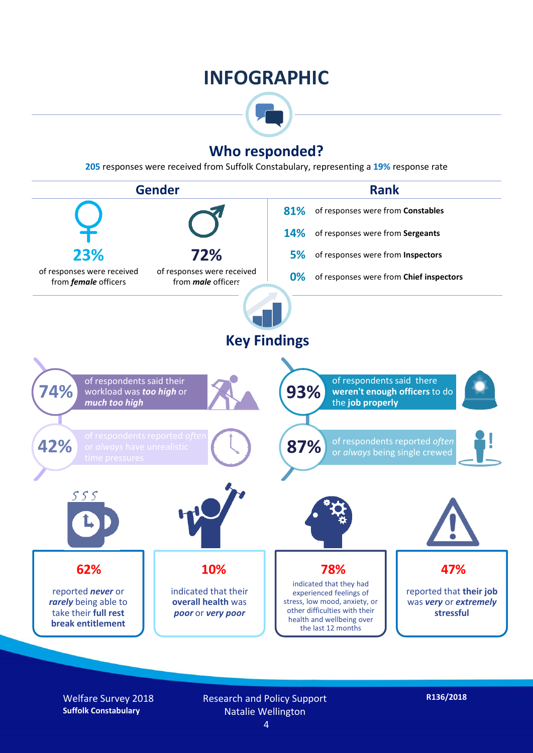# INFOGRAPHIC

## Who responded?

**205** responses were received from Suffolk Constabulary, representing a **19%** response rate

### Gender

**23%** of responses were received from ***female*** officers

**72%** of responses were received from ***male*** officers

### Rank

**81%** of responses were from **Constables**

**14%** of responses were from **Sergeants**

**5%** of responses were from **Inspectors**

**0%** of responses were from **Chief inspectors**

## Key Findings

**74%** of respondents said their workload was ***too high*** or ***much too high***

**93%** of respondents said there **weren't enough officers** to do the **job properly**

**42%** of respondents reported *often* or *always* have unrealistic time pressures

**87%** of respondents reported *often* or *always* being single crewed

**62%** reported ***never*** or ***rarely*** being able to take their **full rest break entitlement**

**10%** indicated that their **overall health** was ***poor*** or ***very poor***

**78%** indicated that they had experienced feelings of stress, low mood, anxiety, or other difficulties with their health and wellbeing over the last 12 months

**47%** reported that **their job** was ***very*** or ***extremely*** **stressful**

Welfare Survey 2018
**Suffolk Constabulary**

Research and Policy Support
Natalie Wellington

**R136/2018**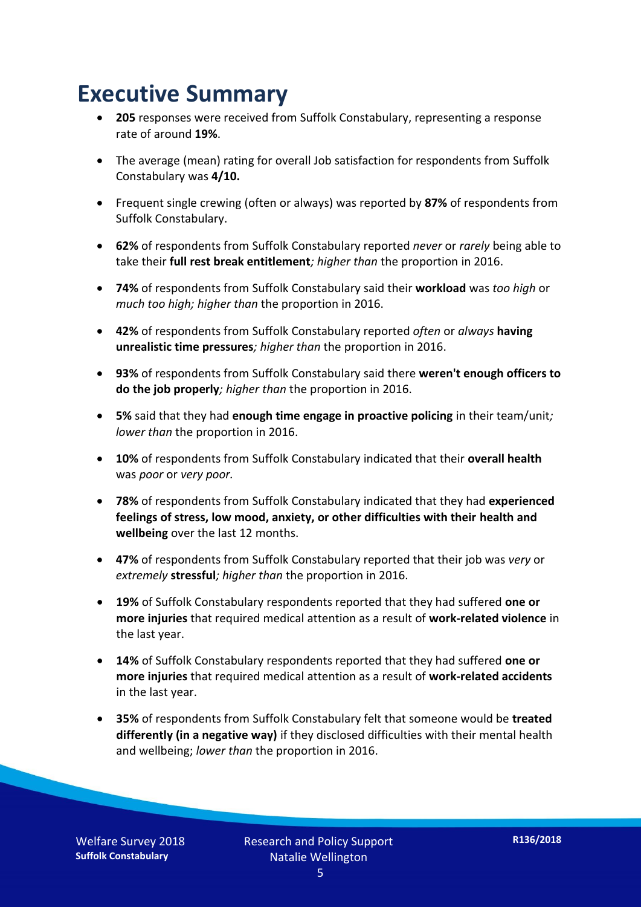# Executive Summary

- **205** responses were received from Suffolk Constabulary, representing a response rate of around **19%**.
- The average (mean) rating for overall Job satisfaction for respondents from Suffolk Constabulary was **4/10.**
- Frequent single crewing (often or always) was reported by **87%** of respondents from Suffolk Constabulary.
- **62%** of respondents from Suffolk Constabulary reported *never* or *rarely* being able to take their **full rest break entitlement***; higher than* the proportion in 2016.
- **74%** of respondents from Suffolk Constabulary said their **workload** was *too high* or *much too high; higher than* the proportion in 2016.
- **42%** of respondents from Suffolk Constabulary reported *often* or *always* **having unrealistic time pressures***; higher than* the proportion in 2016.
- **93%** of respondents from Suffolk Constabulary said there **weren't enough officers to do the job properly***; higher than* the proportion in 2016.
- **5%** said that they had **enough time engage in proactive policing** in their team/unit*; lower than* the proportion in 2016.
- **10%** of respondents from Suffolk Constabulary indicated that their **overall health** was *poor* or *very poor.*
- **78%** of respondents from Suffolk Constabulary indicated that they had **experienced feelings of stress, low mood, anxiety, or other difficulties with their health and wellbeing** over the last 12 months.
- **47%** of respondents from Suffolk Constabulary reported that their job was *very* or *extremely* **stressful***; higher than* the proportion in 2016.
- **19%** of Suffolk Constabulary respondents reported that they had suffered **one or more injuries** that required medical attention as a result of **work-related violence** in the last year.
- **14%** of Suffolk Constabulary respondents reported that they had suffered **one or more injuries** that required medical attention as a result of **work-related accidents** in the last year.
- **35%** of respondents from Suffolk Constabulary felt that someone would be **treated differently (in a negative way)** if they disclosed difficulties with their mental health and wellbeing; *lower than* the proportion in 2016.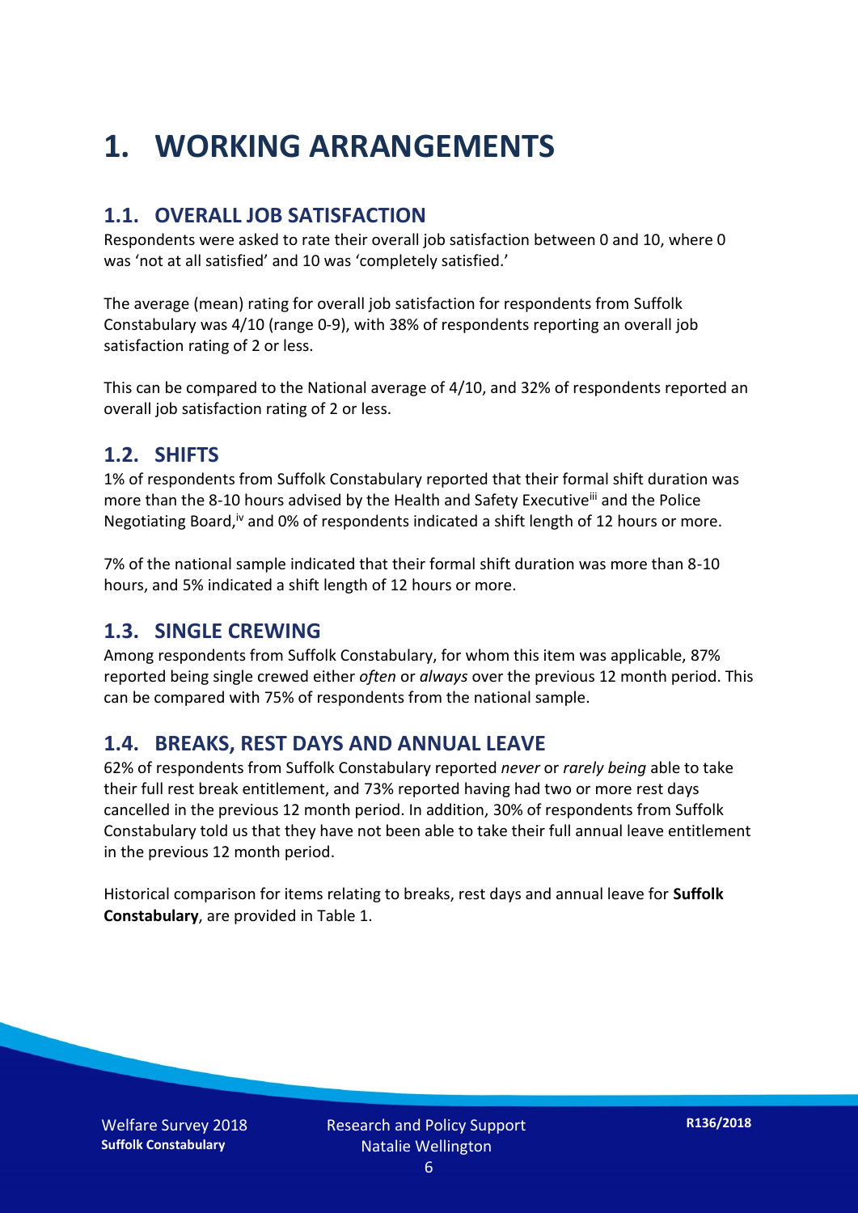# 1. WORKING ARRANGEMENTS

## 1.1. OVERALL JOB SATISFACTION

Respondents were asked to rate their overall job satisfaction between 0 and 10, where 0 was 'not at all satisfied' and 10 was 'completely satisfied.'

The average (mean) rating for overall job satisfaction for respondents from Suffolk Constabulary was 4/10 (range 0-9), with 38% of respondents reporting an overall job satisfaction rating of 2 or less.

This can be compared to the National average of 4/10, and 32% of respondents reported an overall job satisfaction rating of 2 or less.

## 1.2. SHIFTS

1% of respondents from Suffolk Constabulary reported that their formal shift duration was more than the 8-10 hours advised by the Health and Safety Executive[iii] and the Police Negotiating Board,[iv] and 0% of respondents indicated a shift length of 12 hours or more.

7% of the national sample indicated that their formal shift duration was more than 8-10 hours, and 5% indicated a shift length of 12 hours or more.

## 1.3. SINGLE CREWING

Among respondents from Suffolk Constabulary, for whom this item was applicable, 87% reported being single crewed either *often* or *always* over the previous 12 month period. This can be compared with 75% of respondents from the national sample.

## 1.4. BREAKS, REST DAYS AND ANNUAL LEAVE

62% of respondents from Suffolk Constabulary reported *never* or *rarely being* able to take their full rest break entitlement, and 73% reported having had two or more rest days cancelled in the previous 12 month period. In addition, 30% of respondents from Suffolk Constabulary told us that they have not been able to take their full annual leave entitlement in the previous 12 month period.

Historical comparison for items relating to breaks, rest days and annual leave for **Suffolk Constabulary**, are provided in Table 1.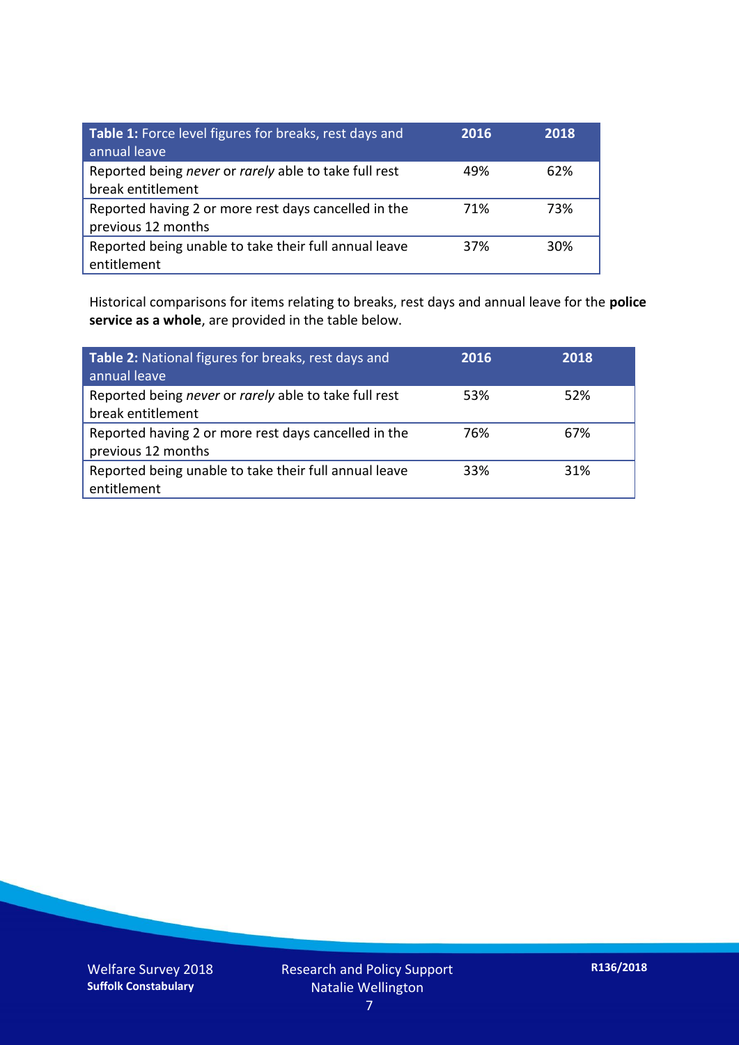| **Table 1:** Force level figures for breaks, rest days and annual leave | **2016** | **2018** |
|---|---|---|
| Reported being *never* or *rarely* able to take full rest break entitlement | 49% | 62% |
| Reported having 2 or more rest days cancelled in the previous 12 months | 71% | 73% |
| Reported being unable to take their full annual leave entitlement | 37% | 30% |

Historical comparisons for items relating to breaks, rest days and annual leave for the **police service as a whole**, are provided in the table below.

| **Table 2:** National figures for breaks, rest days and annual leave | **2016** | **2018** |
|---|---|---|
| Reported being *never* or *rarely* able to take full rest break entitlement | 53% | 52% |
| Reported having 2 or more rest days cancelled in the previous 12 months | 76% | 67% |
| Reported being unable to take their full annual leave entitlement | 33% | 31% |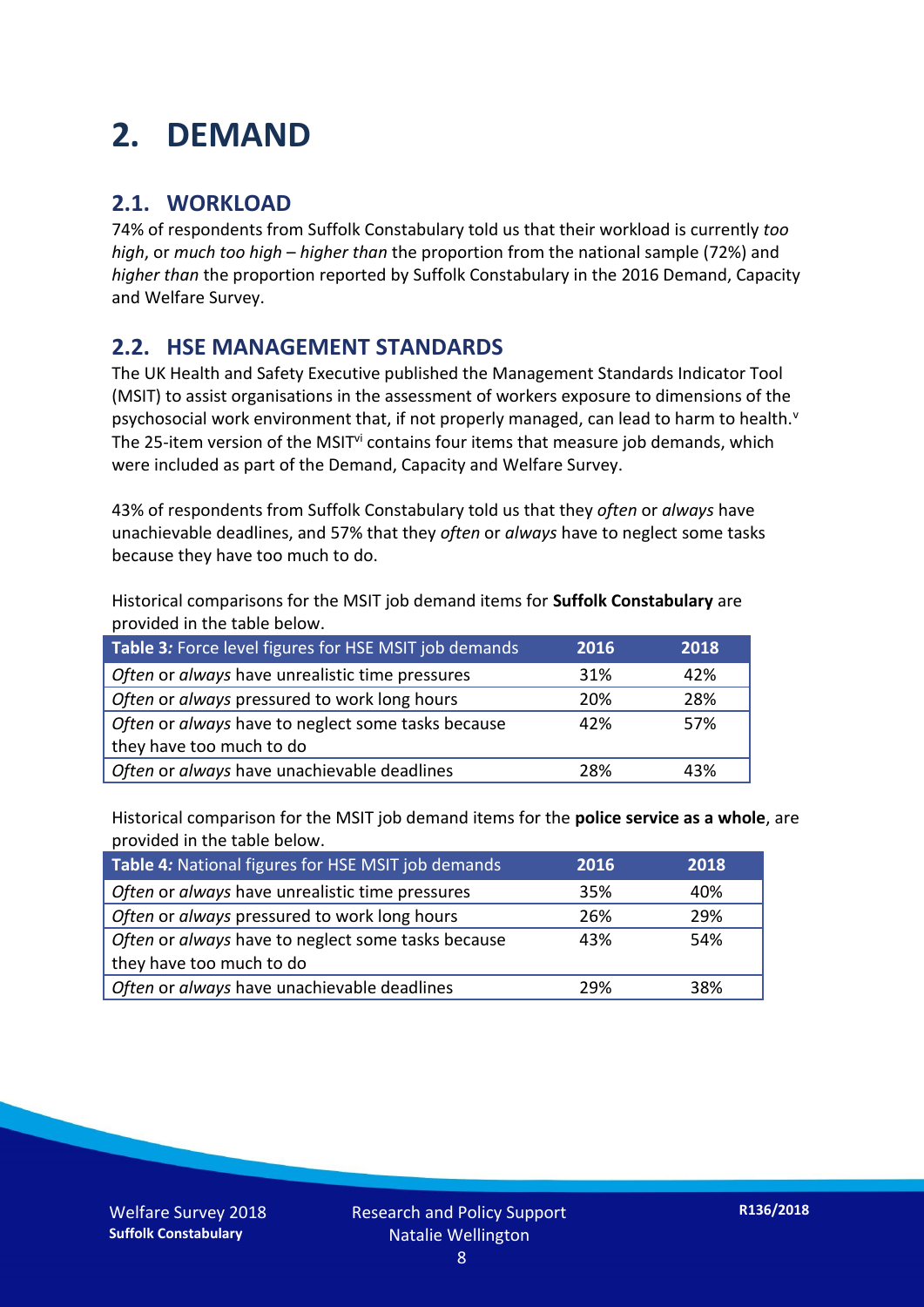# 2. DEMAND

## 2.1. WORKLOAD

74% of respondents from Suffolk Constabulary told us that their workload is currently *too high*, or *much too high* – *higher than* the proportion from the national sample (72%) and *higher than* the proportion reported by Suffolk Constabulary in the 2016 Demand, Capacity and Welfare Survey.

## 2.2. HSE MANAGEMENT STANDARDS

The UK Health and Safety Executive published the Management Standards Indicator Tool (MSIT) to assist organisations in the assessment of workers exposure to dimensions of the psychosocial work environment that, if not properly managed, can lead to harm to health.[v] The 25-item version of the MSIT[vi] contains four items that measure job demands, which were included as part of the Demand, Capacity and Welfare Survey.

43% of respondents from Suffolk Constabulary told us that they *often* or *always* have unachievable deadlines, and 57% that they *often* or *always* have to neglect some tasks because they have too much to do.

Historical comparisons for the MSIT job demand items for **Suffolk Constabulary** are provided in the table below.

| *Table 3:* Force level figures for HSE MSIT job demands | 2016 | 2018 |
|---|---|---|
| *Often* or *always* have unrealistic time pressures | 31% | 42% |
| *Often* or *always* pressured to work long hours | 20% | 28% |
| *Often* or *always* have to neglect some tasks because they have too much to do | 42% | 57% |
| *Often* or *always* have unachievable deadlines | 28% | 43% |

Historical comparison for the MSIT job demand items for the **police service as a whole**, are provided in the table below.

| *Table 4:* National figures for HSE MSIT job demands | 2016 | 2018 |
|---|---|---|
| *Often* or *always* have unrealistic time pressures | 35% | 40% |
| *Often* or *always* pressured to work long hours | 26% | 29% |
| *Often* or *always* have to neglect some tasks because they have too much to do | 43% | 54% |
| *Often* or *always* have unachievable deadlines | 29% | 38% |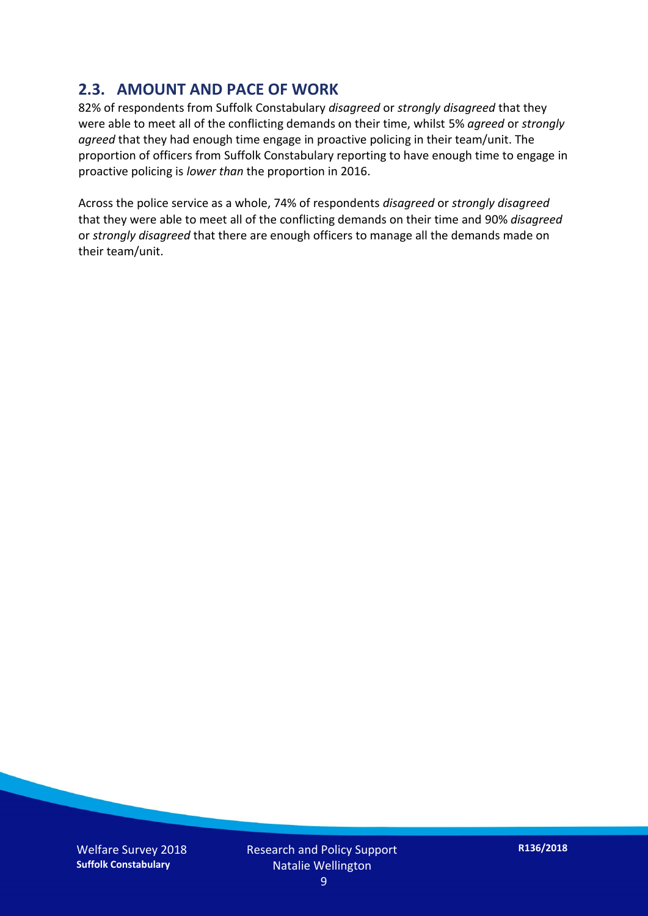## 2.3. AMOUNT AND PACE OF WORK

82% of respondents from Suffolk Constabulary *disagreed* or *strongly disagreed* that they were able to meet all of the conflicting demands on their time, whilst 5% *agreed* or *strongly agreed* that they had enough time engage in proactive policing in their team/unit. The proportion of officers from Suffolk Constabulary reporting to have enough time to engage in proactive policing is *lower than* the proportion in 2016.

Across the police service as a whole, 74% of respondents *disagreed* or *strongly disagreed* that they were able to meet all of the conflicting demands on their time and 90% *disagreed* or *strongly disagreed* that there are enough officers to manage all the demands made on their team/unit.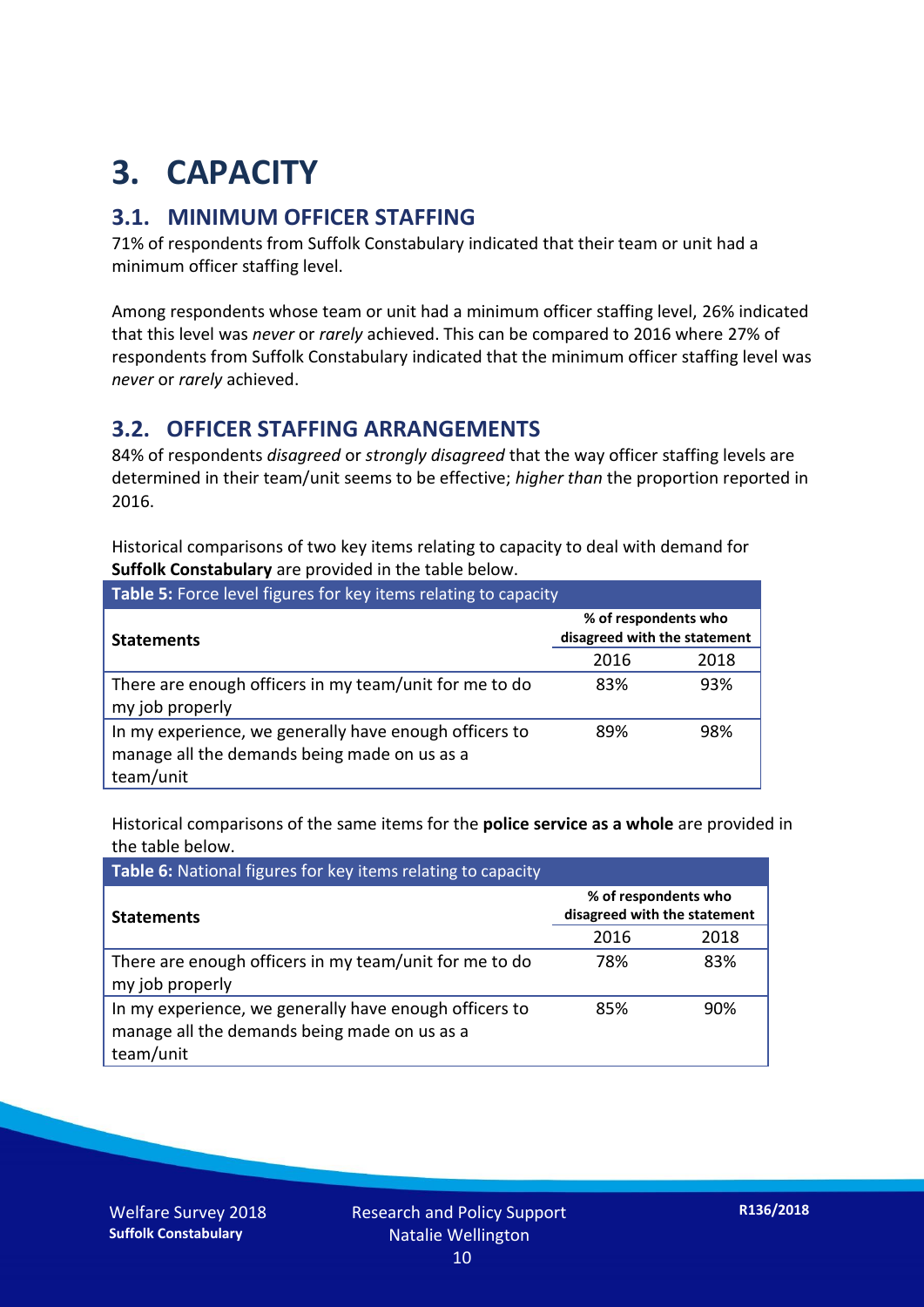# 3. CAPACITY

## 3.1. MINIMUM OFFICER STAFFING

71% of respondents from Suffolk Constabulary indicated that their team or unit had a minimum officer staffing level.

Among respondents whose team or unit had a minimum officer staffing level, 26% indicated that this level was *never* or *rarely* achieved. This can be compared to 2016 where 27% of respondents from Suffolk Constabulary indicated that the minimum officer staffing level was *never* or *rarely* achieved.

## 3.2. OFFICER STAFFING ARRANGEMENTS

84% of respondents *disagreed* or *strongly disagreed* that the way officer staffing levels are determined in their team/unit seems to be effective; *higher than* the proportion reported in 2016.

Historical comparisons of two key items relating to capacity to deal with demand for **Suffolk Constabulary** are provided in the table below.

**Table 5:** Force level figures for key items relating to capacity

| Statements | % of respondents who disagreed with the statement | |
|---|---|---|
| | 2016 | 2018 |
| There are enough officers in my team/unit for me to do my job properly | 83% | 93% |
| In my experience, we generally have enough officers to manage all the demands being made on us as a team/unit | 89% | 98% |

Historical comparisons of the same items for the **police service as a whole** are provided in the table below.

**Table 6:** National figures for key items relating to capacity

| Statements | % of respondents who disagreed with the statement | |
|---|---|---|
| | 2016 | 2018 |
| There are enough officers in my team/unit for me to do my job properly | 78% | 83% |
| In my experience, we generally have enough officers to manage all the demands being made on us as a team/unit | 85% | 90% |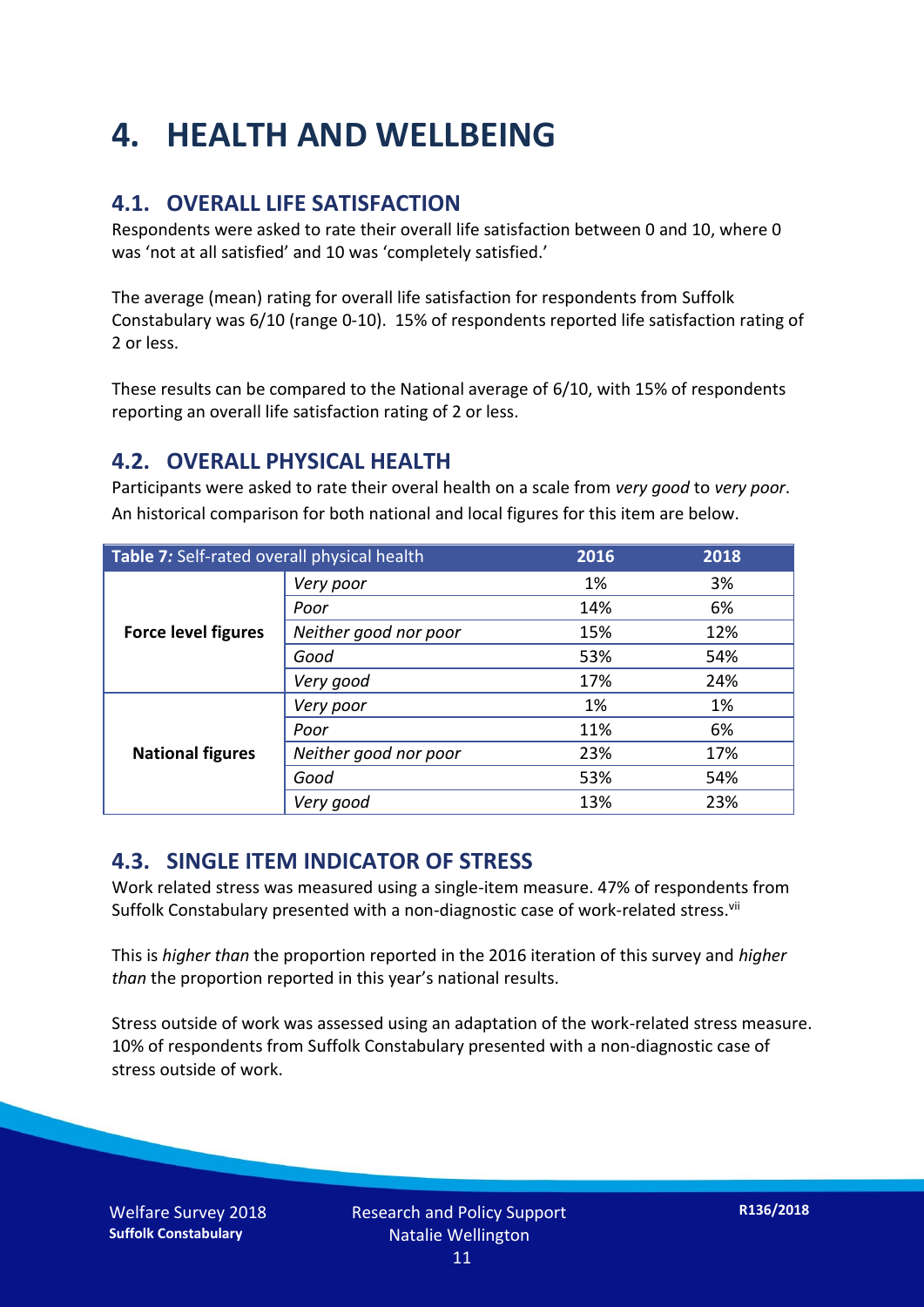# 4. HEALTH AND WELLBEING

## 4.1. OVERALL LIFE SATISFACTION

Respondents were asked to rate their overall life satisfaction between 0 and 10, where 0 was 'not at all satisfied' and 10 was 'completely satisfied.'

The average (mean) rating for overall life satisfaction for respondents from Suffolk Constabulary was 6/10 (range 0-10). 15% of respondents reported life satisfaction rating of 2 or less.

These results can be compared to the National average of 6/10, with 15% of respondents reporting an overall life satisfaction rating of 2 or less.

## 4.2. OVERALL PHYSICAL HEALTH

Participants were asked to rate their overal health on a scale from *very good* to *very poor*. An historical comparison for both national and local figures for this item are below.

| **Table 7:** Self-rated overall physical health | | 2016 | 2018 |
|---|---|---|---|
| **Force level figures** | *Very poor* | 1% | 3% |
| | *Poor* | 14% | 6% |
| | *Neither good nor poor* | 15% | 12% |
| | *Good* | 53% | 54% |
| | *Very good* | 17% | 24% |
| **National figures** | *Very poor* | 1% | 1% |
| | *Poor* | 11% | 6% |
| | *Neither good nor poor* | 23% | 17% |
| | *Good* | 53% | 54% |
| | *Very good* | 13% | 23% |

## 4.3. SINGLE ITEM INDICATOR OF STRESS

Work related stress was measured using a single-item measure. 47% of respondents from Suffolk Constabulary presented with a non-diagnostic case of work-related stress.[vii]

This is *higher than* the proportion reported in the 2016 iteration of this survey and *higher than* the proportion reported in this year's national results.

Stress outside of work was assessed using an adaptation of the work-related stress measure. 10% of respondents from Suffolk Constabulary presented with a non-diagnostic case of stress outside of work.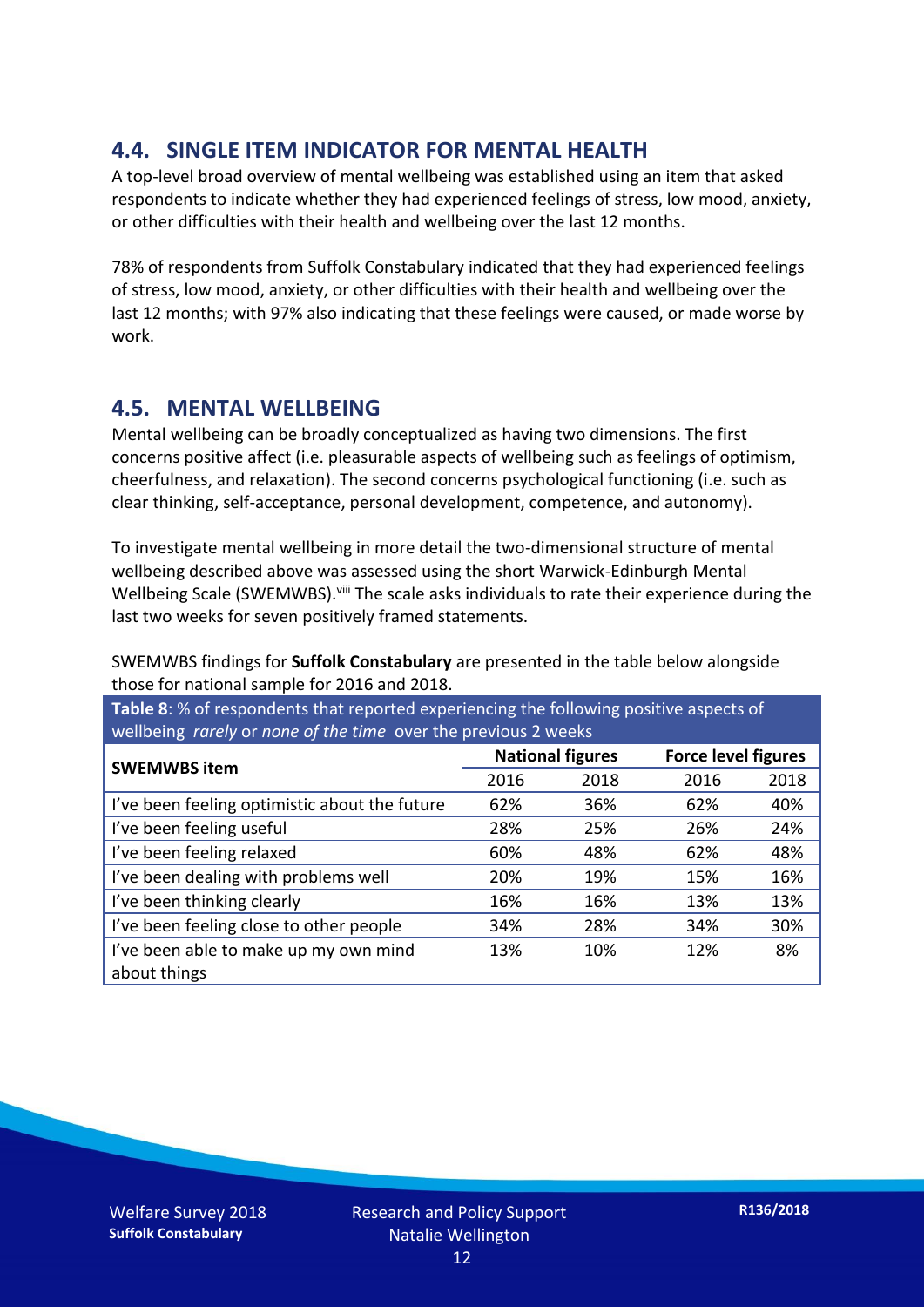## 4.4. SINGLE ITEM INDICATOR FOR MENTAL HEALTH

A top-level broad overview of mental wellbeing was established using an item that asked respondents to indicate whether they had experienced feelings of stress, low mood, anxiety, or other difficulties with their health and wellbeing over the last 12 months.

78% of respondents from Suffolk Constabulary indicated that they had experienced feelings of stress, low mood, anxiety, or other difficulties with their health and wellbeing over the last 12 months; with 97% also indicating that these feelings were caused, or made worse by work.

## 4.5. MENTAL WELLBEING

Mental wellbeing can be broadly conceptualized as having two dimensions. The first concerns positive affect (i.e. pleasurable aspects of wellbeing such as feelings of optimism, cheerfulness, and relaxation). The second concerns psychological functioning (i.e. such as clear thinking, self-acceptance, personal development, competence, and autonomy).

To investigate mental wellbeing in more detail the two-dimensional structure of mental wellbeing described above was assessed using the short Warwick-Edinburgh Mental Wellbeing Scale (SWEMWBS).[viii] The scale asks individuals to rate their experience during the last two weeks for seven positively framed statements.

SWEMWBS findings for **Suffolk Constabulary** are presented in the table below alongside those for national sample for 2016 and 2018.

**Table 8**: % of respondents that reported experiencing the following positive aspects of wellbeing *rarely* or *none of the time* over the previous 2 weeks

| SWEMWBS item | National figures | | Force level figures | |
|---|---|---|---|---|
| | 2016 | 2018 | 2016 | 2018 |
| I've been feeling optimistic about the future | 62% | 36% | 62% | 40% |
| I've been feeling useful | 28% | 25% | 26% | 24% |
| I've been feeling relaxed | 60% | 48% | 62% | 48% |
| I've been dealing with problems well | 20% | 19% | 15% | 16% |
| I've been thinking clearly | 16% | 16% | 13% | 13% |
| I've been feeling close to other people | 34% | 28% | 34% | 30% |
| I've been able to make up my own mind about things | 13% | 10% | 12% | 8% |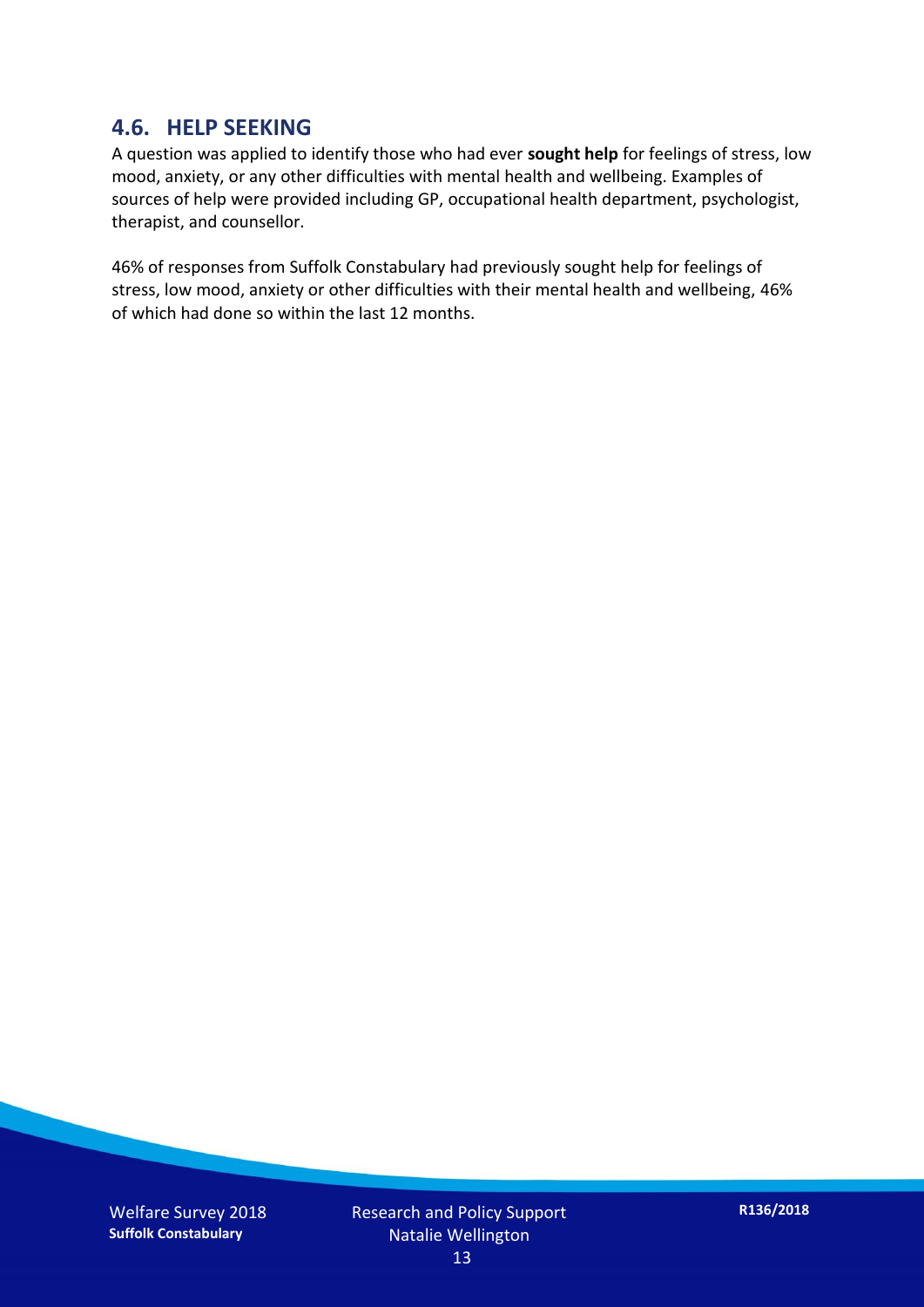## 4.6. HELP SEEKING

A question was applied to identify those who had ever **sought help** for feelings of stress, low mood, anxiety, or any other difficulties with mental health and wellbeing. Examples of sources of help were provided including GP, occupational health department, psychologist, therapist, and counsellor.

46% of responses from Suffolk Constabulary had previously sought help for feelings of stress, low mood, anxiety or other difficulties with their mental health and wellbeing, 46% of which had done so within the last 12 months.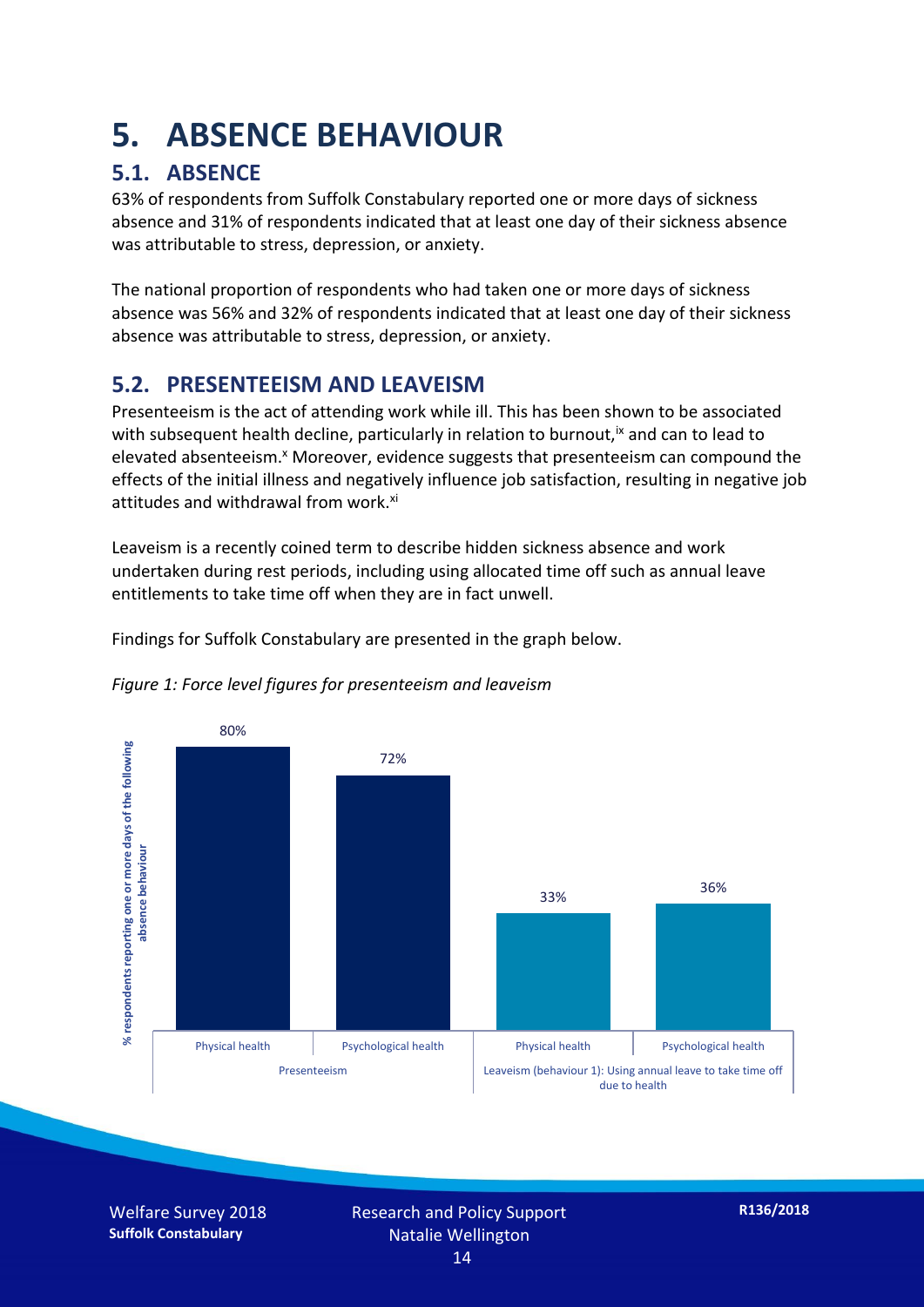# 5. ABSENCE BEHAVIOUR

## 5.1. ABSENCE

63% of respondents from Suffolk Constabulary reported one or more days of sickness absence and 31% of respondents indicated that at least one day of their sickness absence was attributable to stress, depression, or anxiety.

The national proportion of respondents who had taken one or more days of sickness absence was 56% and 32% of respondents indicated that at least one day of their sickness absence was attributable to stress, depression, or anxiety.

## 5.2. PRESENTEEISM AND LEAVEISM

Presenteeism is the act of attending work while ill. This has been shown to be associated with subsequent health decline, particularly in relation to burnout,[ix] and can to lead to elevated absenteeism.[x] Moreover, evidence suggests that presenteeism can compound the effects of the initial illness and negatively influence job satisfaction, resulting in negative job attitudes and withdrawal from work.[xi]

Leaveism is a recently coined term to describe hidden sickness absence and work undertaken during rest periods, including using allocated time off such as annual leave entitlements to take time off when they are in fact unwell.

Findings for Suffolk Constabulary are presented in the graph below.

*Figure 1: Force level figures for presenteeism and leaveism*

| % respondents reporting one or more days of the following absence behaviour | Physical health | Psychological health |
| --- | --- | --- |
| Presenteeism | 80% | 72% |
| Leaveism (behaviour 1): Using annual leave to take time off due to health | 33% | 36% |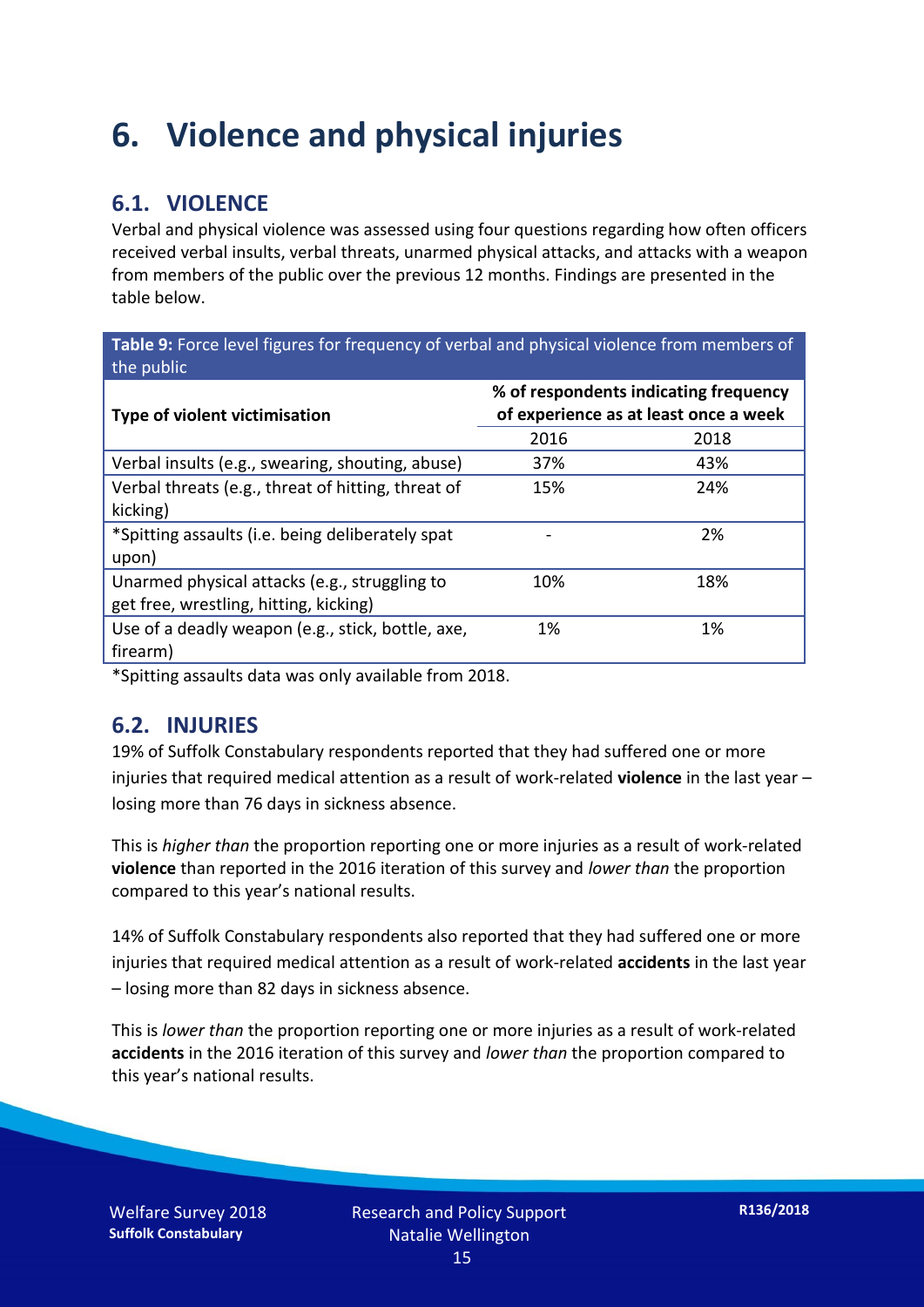# 6. Violence and physical injuries

## 6.1. VIOLENCE

Verbal and physical violence was assessed using four questions regarding how often officers received verbal insults, verbal threats, unarmed physical attacks, and attacks with a weapon from members of the public over the previous 12 months. Findings are presented in the table below.

**Table 9:** Force level figures for frequency of verbal and physical violence from members of the public

| Type of violent victimisation | % of respondents indicating frequency of experience as at least once a week | |
|---|---|---|
| | 2016 | 2018 |
| Verbal insults (e.g., swearing, shouting, abuse) | 37% | 43% |
| Verbal threats (e.g., threat of hitting, threat of kicking) | 15% | 24% |
| *Spitting assaults (i.e. being deliberately spat upon) | - | 2% |
| Unarmed physical attacks (e.g., struggling to get free, wrestling, hitting, kicking) | 10% | 18% |
| Use of a deadly weapon (e.g., stick, bottle, axe, firearm) | 1% | 1% |

*Spitting assaults data was only available from 2018.

## 6.2. INJURIES

19% of Suffolk Constabulary respondents reported that they had suffered one or more injuries that required medical attention as a result of work-related **violence** in the last year – losing more than 76 days in sickness absence.

This is *higher than* the proportion reporting one or more injuries as a result of work-related **violence** than reported in the 2016 iteration of this survey and *lower than* the proportion compared to this year's national results.

14% of Suffolk Constabulary respondents also reported that they had suffered one or more injuries that required medical attention as a result of work-related **accidents** in the last year – losing more than 82 days in sickness absence.

This is *lower than* the proportion reporting one or more injuries as a result of work-related **accidents** in the 2016 iteration of this survey and *lower than* the proportion compared to this year's national results.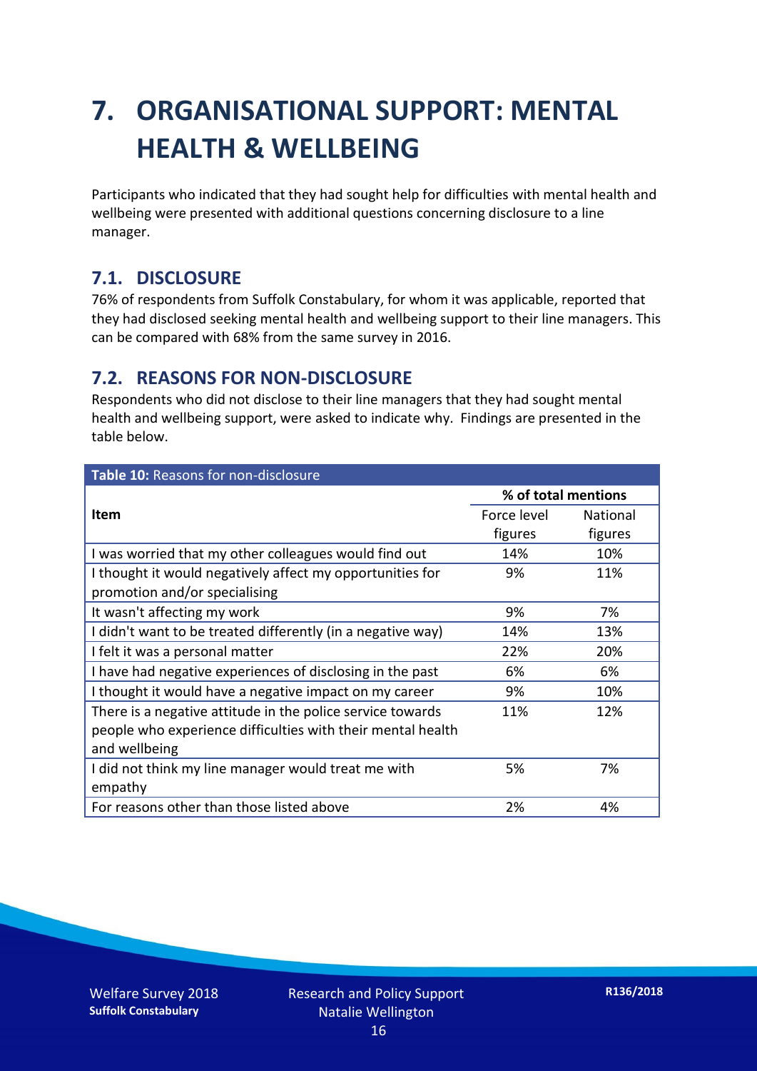# 7. ORGANISATIONAL SUPPORT: MENTAL HEALTH & WELLBEING

Participants who indicated that they had sought help for difficulties with mental health and wellbeing were presented with additional questions concerning disclosure to a line manager.

## 7.1. DISCLOSURE

76% of respondents from Suffolk Constabulary, for whom it was applicable, reported that they had disclosed seeking mental health and wellbeing support to their line managers. This can be compared with 68% from the same survey in 2016.

## 7.2. REASONS FOR NON-DISCLOSURE

Respondents who did not disclose to their line managers that they had sought mental health and wellbeing support, were asked to indicate why. Findings are presented in the table below.

**Table 10:** Reasons for non-disclosure

| Item | % of total mentions | |
|---|---|---|
| | Force level figures | National figures |
| I was worried that my other colleagues would find out | 14% | 10% |
| I thought it would negatively affect my opportunities for promotion and/or specialising | 9% | 11% |
| It wasn't affecting my work | 9% | 7% |
| I didn't want to be treated differently (in a negative way) | 14% | 13% |
| I felt it was a personal matter | 22% | 20% |
| I have had negative experiences of disclosing in the past | 6% | 6% |
| I thought it would have a negative impact on my career | 9% | 10% |
| There is a negative attitude in the police service towards people who experience difficulties with their mental health and wellbeing | 11% | 12% |
| I did not think my line manager would treat me with empathy | 5% | 7% |
| For reasons other than those listed above | 2% | 4% |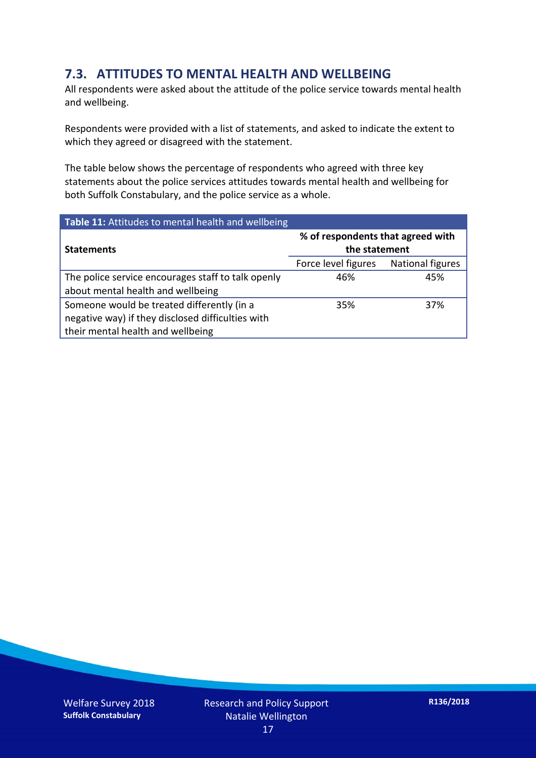## 7.3. ATTITUDES TO MENTAL HEALTH AND WELLBEING

All respondents were asked about the attitude of the police service towards mental health and wellbeing.

Respondents were provided with a list of statements, and asked to indicate the extent to which they agreed or disagreed with the statement.

The table below shows the percentage of respondents who agreed with three key statements about the police services attitudes towards mental health and wellbeing for both Suffolk Constabulary, and the police service as a whole.

**Table 11:** Attitudes to mental health and wellbeing

| Statements | % of respondents that agreed with the statement | |
|---|---|---|
| | Force level figures | National figures |
| The police service encourages staff to talk openly about mental health and wellbeing | 46% | 45% |
| Someone would be treated differently (in a negative way) if they disclosed difficulties with their mental health and wellbeing | 35% | 37% |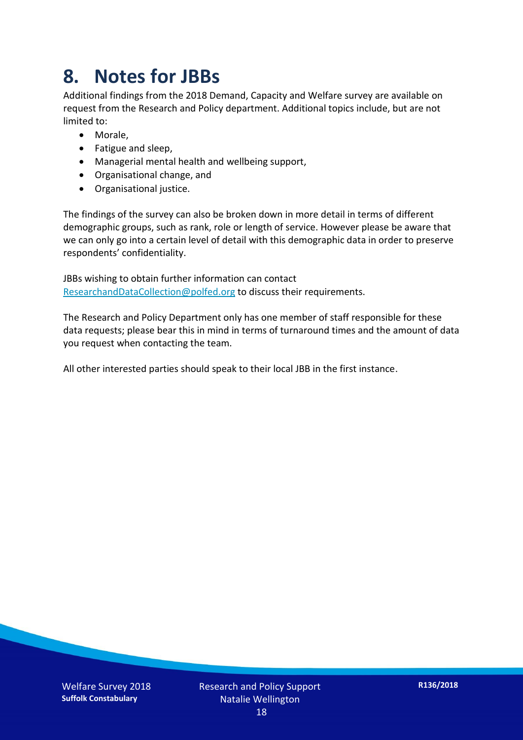# 8. Notes for JBBs

Additional findings from the 2018 Demand, Capacity and Welfare survey are available on request from the Research and Policy department. Additional topics include, but are not limited to:

- Morale,
- Fatigue and sleep,
- Managerial mental health and wellbeing support,
- Organisational change, and
- Organisational justice.

The findings of the survey can also be broken down in more detail in terms of different demographic groups, such as rank, role or length of service. However please be aware that we can only go into a certain level of detail with this demographic data in order to preserve respondents' confidentiality.

JBBs wishing to obtain further information can contact ResearchandDataCollection@polfed.org to discuss their requirements.

The Research and Policy Department only has one member of staff responsible for these data requests; please bear this in mind in terms of turnaround times and the amount of data you request when contacting the team.

All other interested parties should speak to their local JBB in the first instance.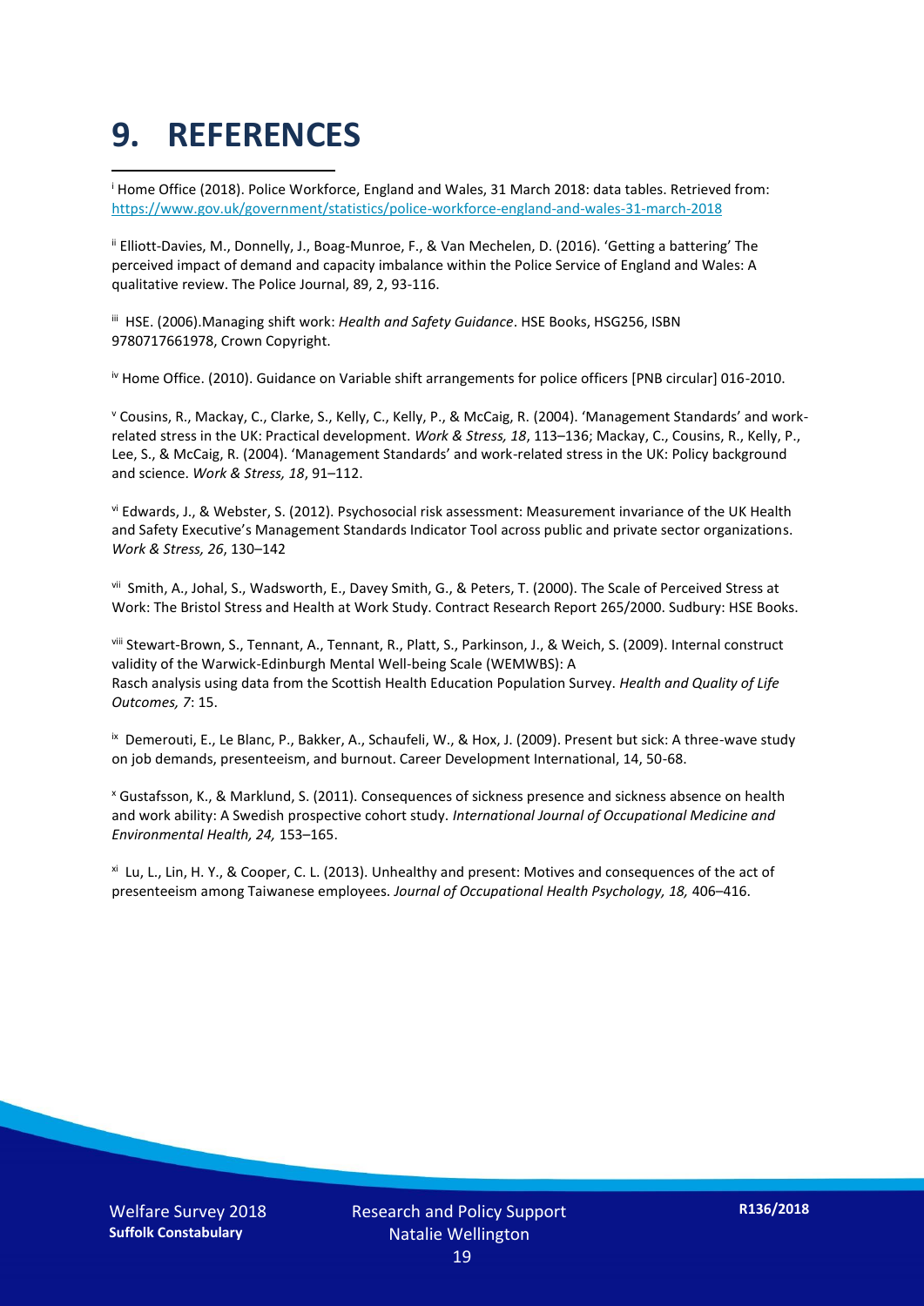# 9. REFERENCES

[i] Home Office (2018). Police Workforce, England and Wales, 31 March 2018: data tables. Retrieved from: https://www.gov.uk/government/statistics/police-workforce-england-and-wales-31-march-2018

[ii] Elliott-Davies, M., Donnelly, J., Boag-Munroe, F., & Van Mechelen, D. (2016). 'Getting a battering' The perceived impact of demand and capacity imbalance within the Police Service of England and Wales: A qualitative review. The Police Journal, 89, 2, 93-116.

[iii] HSE. (2006).Managing shift work: *Health and Safety Guidance*. HSE Books, HSG256, ISBN 9780717661978, Crown Copyright.

[iv] Home Office. (2010). Guidance on Variable shift arrangements for police officers [PNB circular] 016-2010.

[v] Cousins, R., Mackay, C., Clarke, S., Kelly, C., Kelly, P., & McCaig, R. (2004). 'Management Standards' and work-related stress in the UK: Practical development. *Work & Stress, 18*, 113–136; Mackay, C., Cousins, R., Kelly, P., Lee, S., & McCaig, R. (2004). 'Management Standards' and work-related stress in the UK: Policy background and science. *Work & Stress, 18*, 91–112.

[vi] Edwards, J., & Webster, S. (2012). Psychosocial risk assessment: Measurement invariance of the UK Health and Safety Executive's Management Standards Indicator Tool across public and private sector organizations. *Work & Stress, 26*, 130–142

[vii] Smith, A., Johal, S., Wadsworth, E., Davey Smith, G., & Peters, T. (2000). The Scale of Perceived Stress at Work: The Bristol Stress and Health at Work Study. Contract Research Report 265/2000. Sudbury: HSE Books.

[viii] Stewart-Brown, S., Tennant, A., Tennant, R., Platt, S., Parkinson, J., & Weich, S. (2009). Internal construct validity of the Warwick-Edinburgh Mental Well-being Scale (WEMWBS): A
Rasch analysis using data from the Scottish Health Education Population Survey. *Health and Quality of Life Outcomes, 7*: 15.

[ix] Demerouti, E., Le Blanc, P., Bakker, A., Schaufeli, W., & Hox, J. (2009). Present but sick: A three-wave study on job demands, presenteeism, and burnout. Career Development International, 14, 50-68.

[x] Gustafsson, K., & Marklund, S. (2011). Consequences of sickness presence and sickness absence on health and work ability: A Swedish prospective cohort study. *International Journal of Occupational Medicine and Environmental Health, 24,* 153–165.

[xi] Lu, L., Lin, H. Y., & Cooper, C. L. (2013). Unhealthy and present: Motives and consequences of the act of presenteeism among Taiwanese employees. *Journal of Occupational Health Psychology, 18,* 406–416.